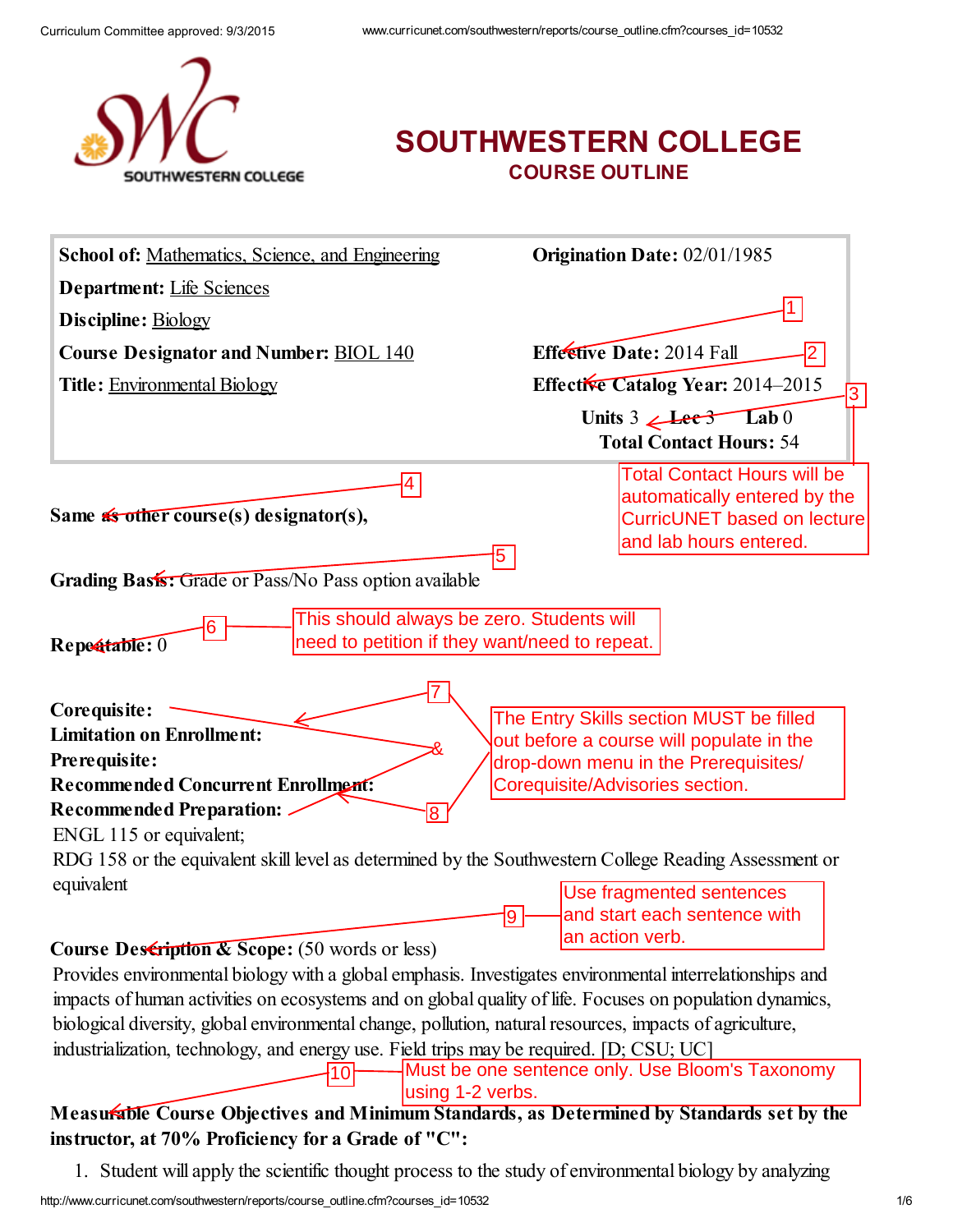# SOUTHWESTERN COLLEGE

## COURSE OUTLINE

| | |
|---|---|
| **School of:** Mathematics, Science, and Engineering | **Origination Date:** 02/01/1985 |
| **Department:** Life Sciences | |
| **Discipline:** Biology | |
| **Course Designator and Number:** BIOL 140 | **Effective Date:** 2014 Fall |
| **Title:** Environmental Biology | **Effective Catalog Year:** 2014–2015 |
| | **Units** 3 **Lec** 3 **Lab** 0 |
| | **Total Contact Hours:** 54 |

[1] [2] [3]

Total Contact Hours will be automatically entered by the CurricUNET based on lecture and lab hours entered.

[4] **Same as other course(s) designator(s),**

[5] **Grading Basis:** Grade or Pass/No Pass option available

[6] **Repeatable:** 0

This should always be zero. Students will need to petition if they want/need to repeat.

[7] & [8]

**Corequisite:**

**Limitation on Enrollment:**

**Prerequisite:**

**Recommended Concurrent Enrollment:**

**Recommended Preparation:**

ENGL 115 or equivalent;

RDG 158 or the equivalent skill level as determined by the Southwestern College Reading Assessment or equivalent

The Entry Skills section MUST be filled out before a course will populate in the drop-down menu in the Prerequisites/ Corequisite/Advisories section.

[9] Use fragmented sentences and start each sentence with an action verb.

**Course Description & Scope:** (50 words or less)

Provides environmental biology with a global emphasis. Investigates environmental interrelationships and impacts of human activities on ecosystems and on global quality of life. Focuses on population dynamics, biological diversity, global environmental change, pollution, natural resources, impacts of agriculture, industrialization, technology, and energy use. Field trips may be required. [D; CSU; UC]

[10] Must be one sentence only. Use Bloom's Taxonomy using 1-2 verbs.

**Measurable Course Objectives and Minimum Standards, as Determined by Standards set by the instructor, at 70% Proficiency for a Grade of "C":**

1. Student will apply the scientific thought process to the study of environmental biology by analyzing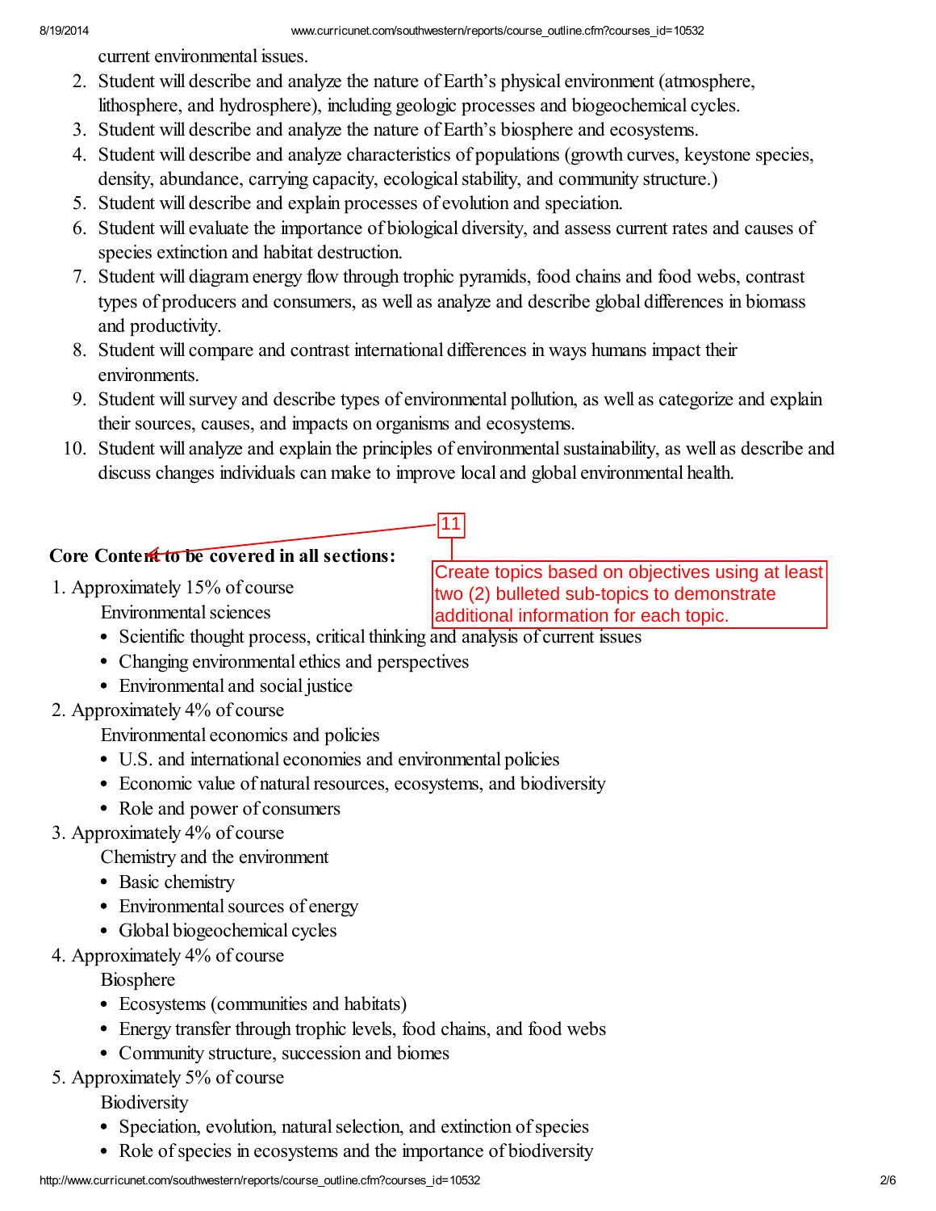current environmental issues.

2. Student will describe and analyze the nature of Earth's physical environment (atmosphere, lithosphere, and hydrosphere), including geologic processes and biogeochemical cycles.
3. Student will describe and analyze the nature of Earth's biosphere and ecosystems.
4. Student will describe and analyze characteristics of populations (growth curves, keystone species, density, abundance, carrying capacity, ecological stability, and community structure.)
5. Student will describe and explain processes of evolution and speciation.
6. Student will evaluate the importance of biological diversity, and assess current rates and causes of species extinction and habitat destruction.
7. Student will diagram energy flow through trophic pyramids, food chains and food webs, contrast types of producers and consumers, as well as analyze and describe global differences in biomass and productivity.
8. Student will compare and contrast international differences in ways humans impact their environments.
9. Student will survey and describe types of environmental pollution, as well as categorize and explain their sources, causes, and impacts on organisms and ecosystems.
10. Student will analyze and explain the principles of environmental sustainability, as well as describe and discuss changes individuals can make to improve local and global environmental health.

11

Create topics based on objectives using at least two (2) bulleted sub-topics to demonstrate additional information for each topic.

**Core Content to be covered in all sections:**

1. Approximately 15% of course

   Environmental sciences

   - Scientific thought process, critical thinking and analysis of current issues
   - Changing environmental ethics and perspectives
   - Environmental and social justice

2. Approximately 4% of course

   Environmental economics and policies

   - U.S. and international economies and environmental policies
   - Economic value of natural resources, ecosystems, and biodiversity
   - Role and power of consumers

3. Approximately 4% of course

   Chemistry and the environment

   - Basic chemistry
   - Environmental sources of energy
   - Global biogeochemical cycles

4. Approximately 4% of course

   Biosphere

   - Ecosystems (communities and habitats)
   - Energy transfer through trophic levels, food chains, and food webs
   - Community structure, succession and biomes

5. Approximately 5% of course

   Biodiversity

   - Speciation, evolution, natural selection, and extinction of species
   - Role of species in ecosystems and the importance of biodiversity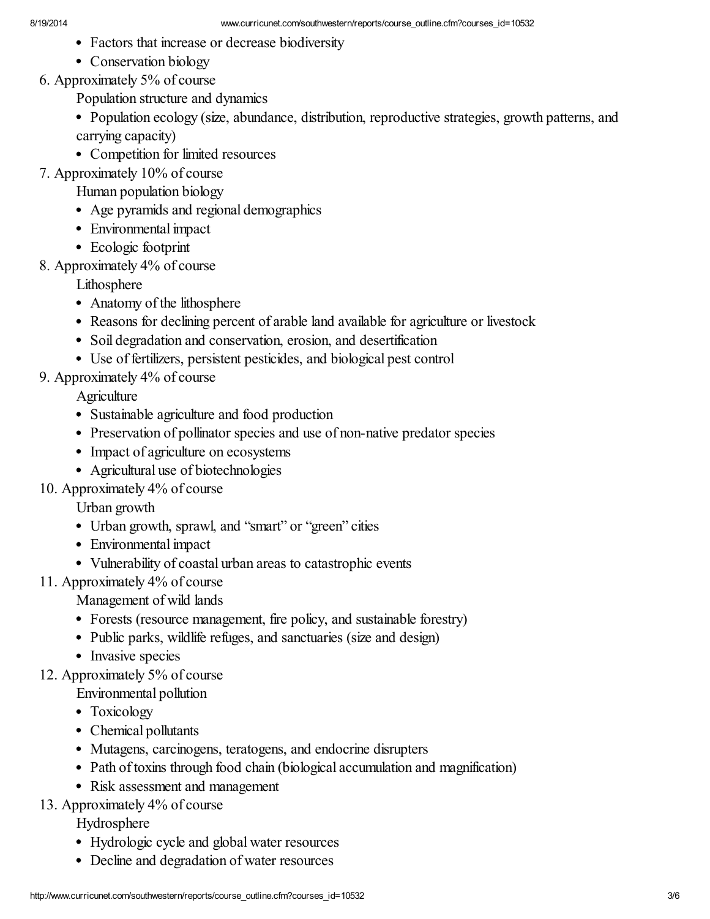- Factors that increase or decrease biodiversity
- Conservation biology

6. Approximately 5% of course

   Population structure and dynamics

   - Population ecology (size, abundance, distribution, reproductive strategies, growth patterns, and carrying capacity)
   - Competition for limited resources

7. Approximately 10% of course

   Human population biology

   - Age pyramids and regional demographics
   - Environmental impact
   - Ecologic footprint

8. Approximately 4% of course

   Lithosphere

   - Anatomy of the lithosphere
   - Reasons for declining percent of arable land available for agriculture or livestock
   - Soil degradation and conservation, erosion, and desertification
   - Use of fertilizers, persistent pesticides, and biological pest control

9. Approximately 4% of course

   Agriculture

   - Sustainable agriculture and food production
   - Preservation of pollinator species and use of non-native predator species
   - Impact of agriculture on ecosystems
   - Agricultural use of biotechnologies

10. Approximately 4% of course

    Urban growth

    - Urban growth, sprawl, and "smart" or "green" cities
    - Environmental impact
    - Vulnerability of coastal urban areas to catastrophic events

11. Approximately 4% of course

    Management of wild lands

    - Forests (resource management, fire policy, and sustainable forestry)
    - Public parks, wildlife refuges, and sanctuaries (size and design)
    - Invasive species

12. Approximately 5% of course

    Environmental pollution

    - Toxicology
    - Chemical pollutants
    - Mutagens, carcinogens, teratogens, and endocrine disrupters
    - Path of toxins through food chain (biological accumulation and magnification)
    - Risk assessment and management

13. Approximately 4% of course

    Hydrosphere

    - Hydrologic cycle and global water resources
    - Decline and degradation of water resources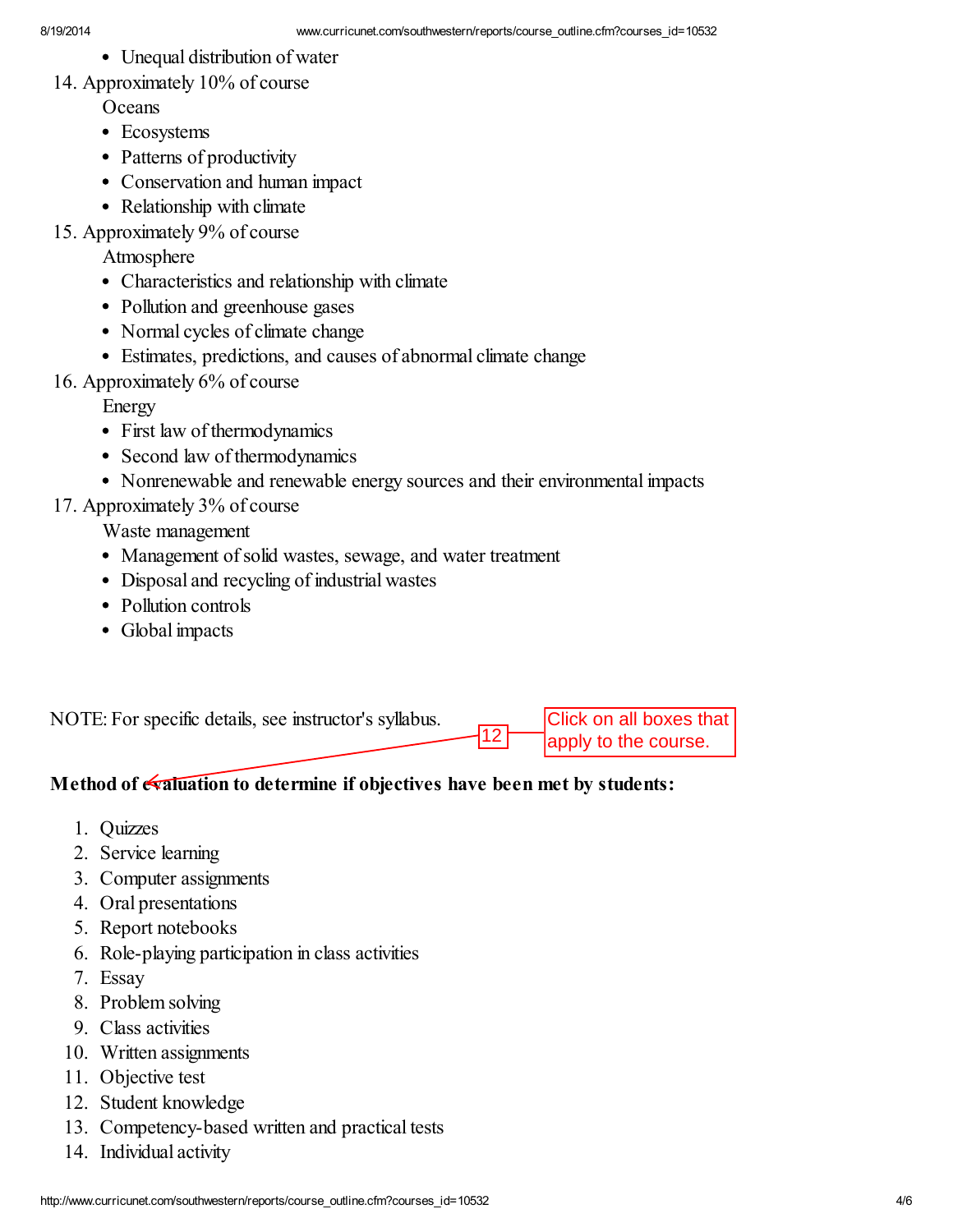- Unequal distribution of water

14. Approximately 10% of course

    Oceans

    - Ecosystems
    - Patterns of productivity
    - Conservation and human impact
    - Relationship with climate

15. Approximately 9% of course

    Atmosphere

    - Characteristics and relationship with climate
    - Pollution and greenhouse gases
    - Normal cycles of climate change
    - Estimates, predictions, and causes of abnormal climate change

16. Approximately 6% of course

    Energy

    - First law of thermodynamics
    - Second law of thermodynamics
    - Nonrenewable and renewable energy sources and their environmental impacts

17. Approximately 3% of course

    Waste management

    - Management of solid wastes, sewage, and water treatment
    - Disposal and recycling of industrial wastes
    - Pollution controls
    - Global impacts

NOTE: For specific details, see instructor's syllabus.

12 Click on all boxes that apply to the course.

**Method of evaluation to determine if objectives have been met by students:**

1. Quizzes
2. Service learning
3. Computer assignments
4. Oral presentations
5. Report notebooks
6. Role-playing participation in class activities
7. Essay
8. Problem solving
9. Class activities
10. Written assignments
11. Objective test
12. Student knowledge
13. Competency-based written and practical tests
14. Individual activity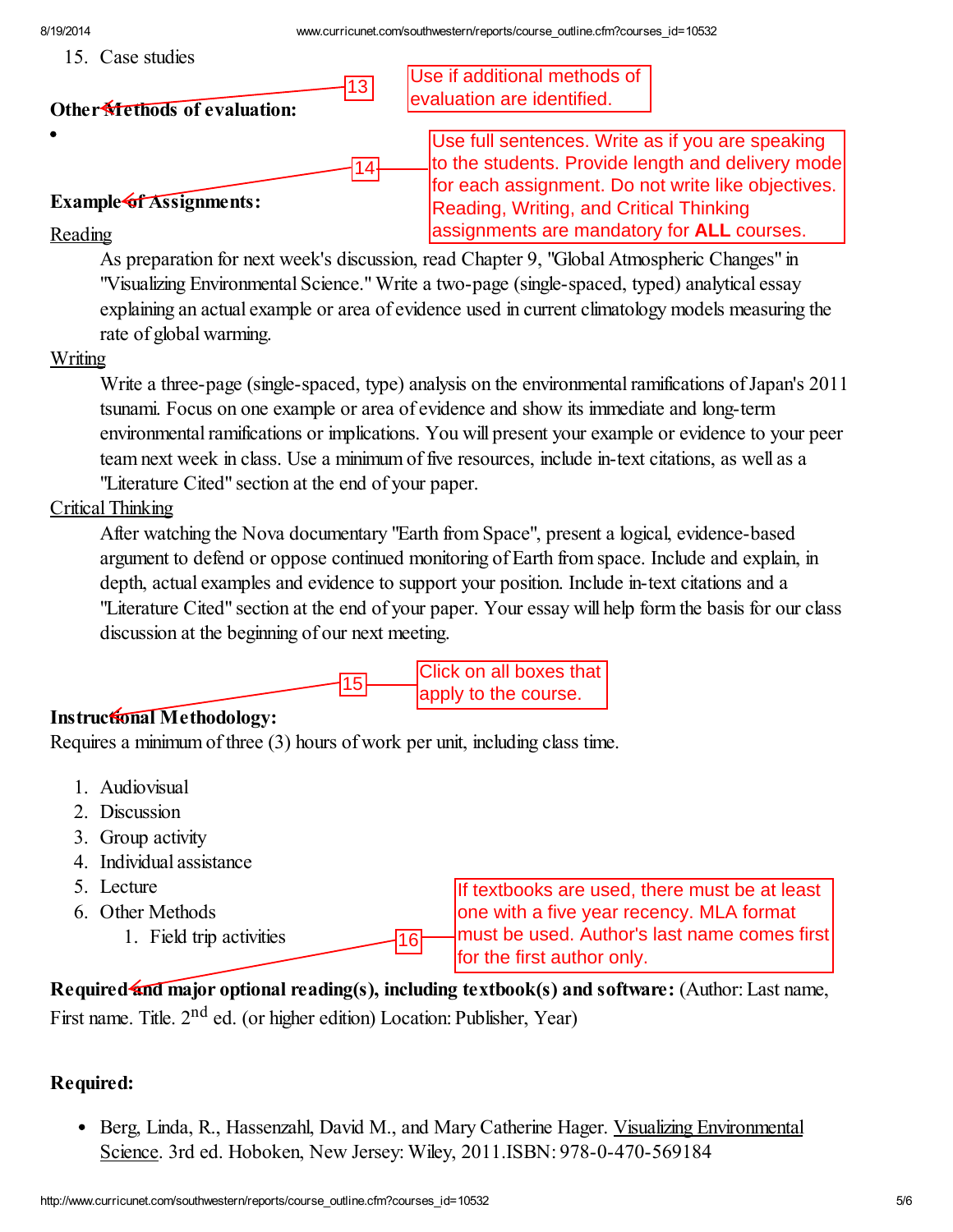15. Case studies

13 — Use if additional methods of evaluation are identified.

**Other Methods of evaluation:**

•

14 — Use full sentences. Write as if you are speaking to the students. Provide length and delivery mode for each assignment. Do not write like objectives. Reading, Writing, and Critical Thinking assignments are mandatory for **ALL** courses.

**Example of Assignments:**

Reading

As preparation for next week's discussion, read Chapter 9, "Global Atmospheric Changes" in "Visualizing Environmental Science." Write a two-page (single-spaced, typed) analytical essay explaining an actual example or area of evidence used in current climatology models measuring the rate of global warming.

Writing

Write a three-page (single-spaced, type) analysis on the environmental ramifications of Japan's 2011 tsunami. Focus on one example or area of evidence and show its immediate and long-term environmental ramifications or implications. You will present your example or evidence to your peer team next week in class. Use a minimum of five resources, include in-text citations, as well as a "Literature Cited" section at the end of your paper.

Critical Thinking

After watching the Nova documentary "Earth from Space", present a logical, evidence-based argument to defend or oppose continued monitoring of Earth from space. Include and explain, in depth, actual examples and evidence to support your position. Include in-text citations and a "Literature Cited" section at the end of your paper. Your essay will help form the basis for our class discussion at the beginning of our next meeting.

15 — Click on all boxes that apply to the course.

**Instructional Methodology:**

Requires a minimum of three (3) hours of work per unit, including class time.

1. Audiovisual
2. Discussion
3. Group activity
4. Individual assistance
5. Lecture
6. Other Methods
    1. Field trip activities

16 — If textbooks are used, there must be at least one with a five year recency. MLA format must be used. Author's last name comes first for the first author only.

**Required and major optional reading(s), including textbook(s) and software:** (Author: Last name, First name. Title. 2nd ed. (or higher edition) Location: Publisher, Year)

**Required:**

- Berg, Linda, R., Hassenzahl, David M., and Mary Catherine Hager. Visualizing Environmental Science. 3rd ed. Hoboken, New Jersey: Wiley, 2011.ISBN: 978-0-470-569184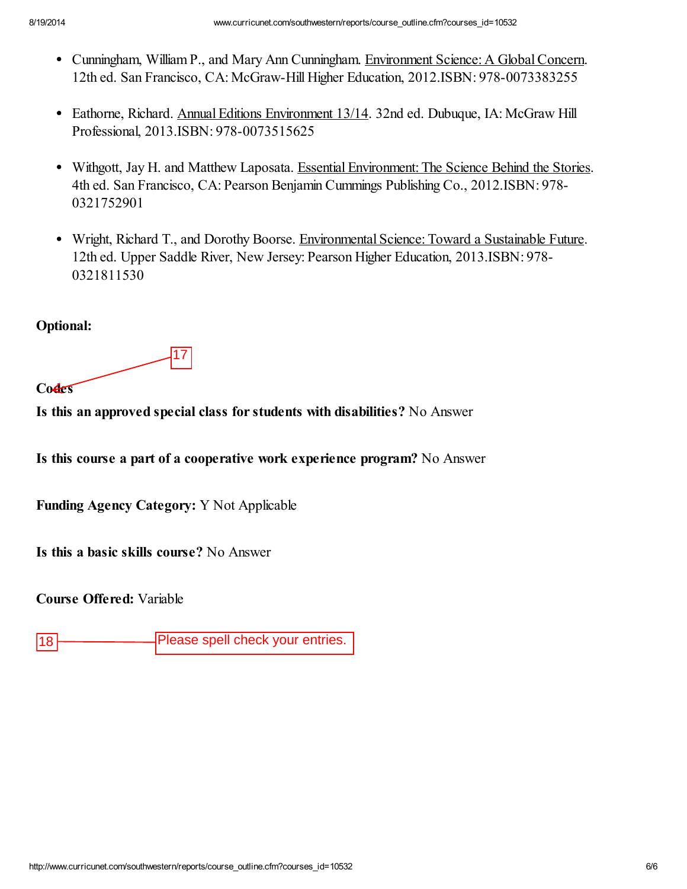- Cunningham, William P., and Mary Ann Cunningham. Environment Science: A Global Concern. 12th ed. San Francisco, CA: McGraw-Hill Higher Education, 2012.ISBN: 978-0073383255

- Eathorne, Richard. Annual Editions Environment 13/14. 32nd ed. Dubuque, IA: McGraw Hill Professional, 2013.ISBN: 978-0073515625

- Withgott, Jay H. and Matthew Laposata. Essential Environment: The Science Behind the Stories. 4th ed. San Francisco, CA: Pearson Benjamin Cummings Publishing Co., 2012.ISBN: 978-0321752901

- Wright, Richard T., and Dorothy Boorse. Environmental Science: Toward a Sustainable Future. 12th ed. Upper Saddle River, New Jersey: Pearson Higher Education, 2013.ISBN: 978-0321811530

**Optional:**

17

**Codes**

**Is this an approved special class for students with disabilities?** No Answer

**Is this course a part of a cooperative work experience program?** No Answer

**Funding Agency Category:** Y Not Applicable

**Is this a basic skills course?** No Answer

**Course Offered:** Variable

18 Please spell check your entries.